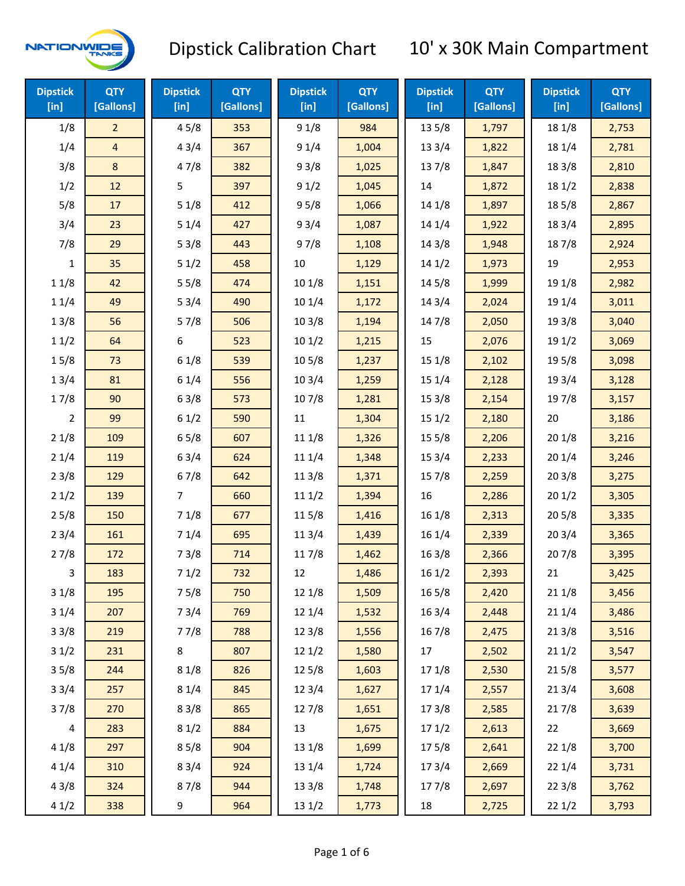# Dipstick Calibration Chart — 10' x 30K Main Compartment

| Dipstick [in] | QTY [Gallons] |
|---|---|
| 1/8 | 2 |
| 1/4 | 4 |
| 3/8 | 8 |
| 1/2 | 12 |
| 5/8 | 17 |
| 3/4 | 23 |
| 7/8 | 29 |
| 1 | 35 |
| 1 1/8 | 42 |
| 1 1/4 | 49 |
| 1 3/8 | 56 |
| 1 1/2 | 64 |
| 1 5/8 | 73 |
| 1 3/4 | 81 |
| 1 7/8 | 90 |
| 2 | 99 |
| 2 1/8 | 109 |
| 2 1/4 | 119 |
| 2 3/8 | 129 |
| 2 1/2 | 139 |
| 2 5/8 | 150 |
| 2 3/4 | 161 |
| 2 7/8 | 172 |
| 3 | 183 |
| 3 1/8 | 195 |
| 3 1/4 | 207 |
| 3 3/8 | 219 |
| 3 1/2 | 231 |
| 3 5/8 | 244 |
| 3 3/4 | 257 |
| 3 7/8 | 270 |
| 4 | 283 |
| 4 1/8 | 297 |
| 4 1/4 | 310 |
| 4 3/8 | 324 |
| 4 1/2 | 338 |
| 4 5/8 | 353 |
| 4 3/4 | 367 |
| 4 7/8 | 382 |
| 5 | 397 |
| 5 1/8 | 412 |
| 5 1/4 | 427 |
| 5 3/8 | 443 |
| 5 1/2 | 458 |
| 5 5/8 | 474 |
| 5 3/4 | 490 |
| 5 7/8 | 506 |
| 6 | 523 |
| 6 1/8 | 539 |
| 6 1/4 | 556 |
| 6 3/8 | 573 |
| 6 1/2 | 590 |
| 6 5/8 | 607 |
| 6 3/4 | 624 |
| 6 7/8 | 642 |
| 7 | 660 |
| 7 1/8 | 677 |
| 7 1/4 | 695 |
| 7 3/8 | 714 |
| 7 1/2 | 732 |
| 7 5/8 | 750 |
| 7 3/4 | 769 |
| 7 7/8 | 788 |
| 8 | 807 |
| 8 1/8 | 826 |
| 8 1/4 | 845 |
| 8 3/8 | 865 |
| 8 1/2 | 884 |
| 8 5/8 | 904 |
| 8 3/4 | 924 |
| 8 7/8 | 944 |
| 9 | 964 |
| 9 1/8 | 984 |
| 9 1/4 | 1,004 |
| 9 3/8 | 1,025 |
| 9 1/2 | 1,045 |
| 9 5/8 | 1,066 |
| 9 3/4 | 1,087 |
| 9 7/8 | 1,108 |
| 10 | 1,129 |
| 10 1/8 | 1,151 |
| 10 1/4 | 1,172 |
| 10 3/8 | 1,194 |
| 10 1/2 | 1,215 |
| 10 5/8 | 1,237 |
| 10 3/4 | 1,259 |
| 10 7/8 | 1,281 |
| 11 | 1,304 |
| 11 1/8 | 1,326 |
| 11 1/4 | 1,348 |
| 11 3/8 | 1,371 |
| 11 1/2 | 1,394 |
| 11 5/8 | 1,416 |
| 11 3/4 | 1,439 |
| 11 7/8 | 1,462 |
| 12 | 1,486 |
| 12 1/8 | 1,509 |
| 12 1/4 | 1,532 |
| 12 3/8 | 1,556 |
| 12 1/2 | 1,580 |
| 12 5/8 | 1,603 |
| 12 3/4 | 1,627 |
| 12 7/8 | 1,651 |
| 13 | 1,675 |
| 13 1/8 | 1,699 |
| 13 1/4 | 1,724 |
| 13 3/8 | 1,748 |
| 13 1/2 | 1,773 |
| 13 5/8 | 1,797 |
| 13 3/4 | 1,822 |
| 13 7/8 | 1,847 |
| 14 | 1,872 |
| 14 1/8 | 1,897 |
| 14 1/4 | 1,922 |
| 14 3/8 | 1,948 |
| 14 1/2 | 1,973 |
| 14 5/8 | 1,999 |
| 14 3/4 | 2,024 |
| 14 7/8 | 2,050 |
| 15 | 2,076 |
| 15 1/8 | 2,102 |
| 15 1/4 | 2,128 |
| 15 3/8 | 2,154 |
| 15 1/2 | 2,180 |
| 15 5/8 | 2,206 |
| 15 3/4 | 2,233 |
| 15 7/8 | 2,259 |
| 16 | 2,286 |
| 16 1/8 | 2,313 |
| 16 1/4 | 2,339 |
| 16 3/8 | 2,366 |
| 16 1/2 | 2,393 |
| 16 5/8 | 2,420 |
| 16 3/4 | 2,448 |
| 16 7/8 | 2,475 |
| 17 | 2,502 |
| 17 1/8 | 2,530 |
| 17 1/4 | 2,557 |
| 17 3/8 | 2,585 |
| 17 1/2 | 2,613 |
| 17 5/8 | 2,641 |
| 17 3/4 | 2,669 |
| 17 7/8 | 2,697 |
| 18 | 2,725 |
| 18 1/8 | 2,753 |
| 18 1/4 | 2,781 |
| 18 3/8 | 2,810 |
| 18 1/2 | 2,838 |
| 18 5/8 | 2,867 |
| 18 3/4 | 2,895 |
| 18 7/8 | 2,924 |
| 19 | 2,953 |
| 19 1/8 | 2,982 |
| 19 1/4 | 3,011 |
| 19 3/8 | 3,040 |
| 19 1/2 | 3,069 |
| 19 5/8 | 3,098 |
| 19 3/4 | 3,128 |
| 19 7/8 | 3,157 |
| 20 | 3,186 |
| 20 1/8 | 3,216 |
| 20 1/4 | 3,246 |
| 20 3/8 | 3,275 |
| 20 1/2 | 3,305 |
| 20 5/8 | 3,335 |
| 20 3/4 | 3,365 |
| 20 7/8 | 3,395 |
| 21 | 3,425 |
| 21 1/8 | 3,456 |
| 21 1/4 | 3,486 |
| 21 3/8 | 3,516 |
| 21 1/2 | 3,547 |
| 21 5/8 | 3,577 |
| 21 3/4 | 3,608 |
| 21 7/8 | 3,639 |
| 22 | 3,669 |
| 22 1/8 | 3,700 |
| 22 1/4 | 3,731 |
| 22 3/8 | 3,762 |
| 22 1/2 | 3,793 |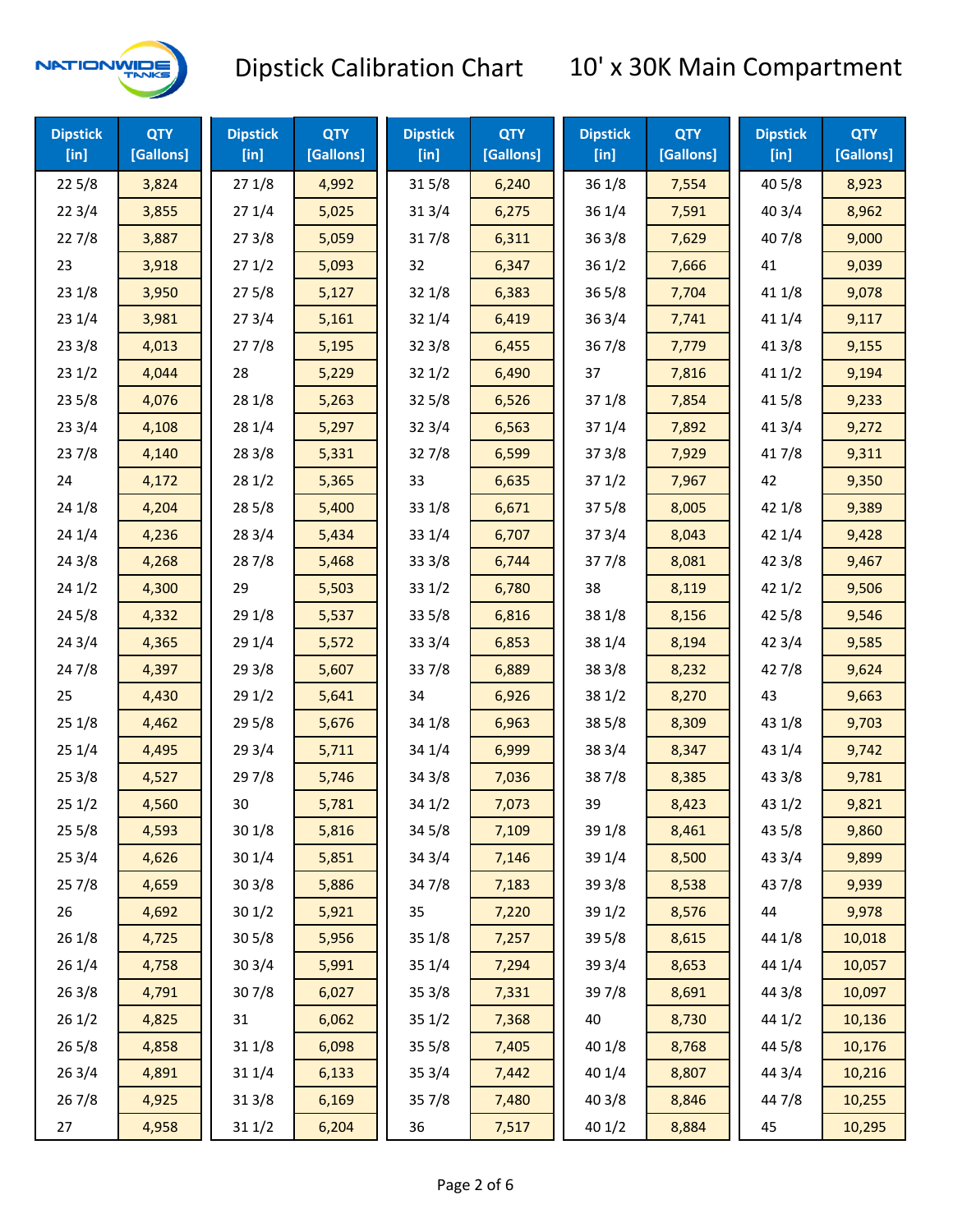# Dipstick Calibration Chart — 10' x 30K Main Compartment

| Dipstick [in] | QTY [Gallons] | Dipstick [in] | QTY [Gallons] | Dipstick [in] | QTY [Gallons] | Dipstick [in] | QTY [Gallons] | Dipstick [in] | QTY [Gallons] |
|---|---|---|---|---|---|---|---|---|---|
| 22 5/8 | 3,824 | 27 1/8 | 4,992 | 31 5/8 | 6,240 | 36 1/8 | 7,554 | 40 5/8 | 8,923 |
| 22 3/4 | 3,855 | 27 1/4 | 5,025 | 31 3/4 | 6,275 | 36 1/4 | 7,591 | 40 3/4 | 8,962 |
| 22 7/8 | 3,887 | 27 3/8 | 5,059 | 31 7/8 | 6,311 | 36 3/8 | 7,629 | 40 7/8 | 9,000 |
| 23 | 3,918 | 27 1/2 | 5,093 | 32 | 6,347 | 36 1/2 | 7,666 | 41 | 9,039 |
| 23 1/8 | 3,950 | 27 5/8 | 5,127 | 32 1/8 | 6,383 | 36 5/8 | 7,704 | 41 1/8 | 9,078 |
| 23 1/4 | 3,981 | 27 3/4 | 5,161 | 32 1/4 | 6,419 | 36 3/4 | 7,741 | 41 1/4 | 9,117 |
| 23 3/8 | 4,013 | 27 7/8 | 5,195 | 32 3/8 | 6,455 | 36 7/8 | 7,779 | 41 3/8 | 9,155 |
| 23 1/2 | 4,044 | 28 | 5,229 | 32 1/2 | 6,490 | 37 | 7,816 | 41 1/2 | 9,194 |
| 23 5/8 | 4,076 | 28 1/8 | 5,263 | 32 5/8 | 6,526 | 37 1/8 | 7,854 | 41 5/8 | 9,233 |
| 23 3/4 | 4,108 | 28 1/4 | 5,297 | 32 3/4 | 6,563 | 37 1/4 | 7,892 | 41 3/4 | 9,272 |
| 23 7/8 | 4,140 | 28 3/8 | 5,331 | 32 7/8 | 6,599 | 37 3/8 | 7,929 | 41 7/8 | 9,311 |
| 24 | 4,172 | 28 1/2 | 5,365 | 33 | 6,635 | 37 1/2 | 7,967 | 42 | 9,350 |
| 24 1/8 | 4,204 | 28 5/8 | 5,400 | 33 1/8 | 6,671 | 37 5/8 | 8,005 | 42 1/8 | 9,389 |
| 24 1/4 | 4,236 | 28 3/4 | 5,434 | 33 1/4 | 6,707 | 37 3/4 | 8,043 | 42 1/4 | 9,428 |
| 24 3/8 | 4,268 | 28 7/8 | 5,468 | 33 3/8 | 6,744 | 37 7/8 | 8,081 | 42 3/8 | 9,467 |
| 24 1/2 | 4,300 | 29 | 5,503 | 33 1/2 | 6,780 | 38 | 8,119 | 42 1/2 | 9,506 |
| 24 5/8 | 4,332 | 29 1/8 | 5,537 | 33 5/8 | 6,816 | 38 1/8 | 8,156 | 42 5/8 | 9,546 |
| 24 3/4 | 4,365 | 29 1/4 | 5,572 | 33 3/4 | 6,853 | 38 1/4 | 8,194 | 42 3/4 | 9,585 |
| 24 7/8 | 4,397 | 29 3/8 | 5,607 | 33 7/8 | 6,889 | 38 3/8 | 8,232 | 42 7/8 | 9,624 |
| 25 | 4,430 | 29 1/2 | 5,641 | 34 | 6,926 | 38 1/2 | 8,270 | 43 | 9,663 |
| 25 1/8 | 4,462 | 29 5/8 | 5,676 | 34 1/8 | 6,963 | 38 5/8 | 8,309 | 43 1/8 | 9,703 |
| 25 1/4 | 4,495 | 29 3/4 | 5,711 | 34 1/4 | 6,999 | 38 3/4 | 8,347 | 43 1/4 | 9,742 |
| 25 3/8 | 4,527 | 29 7/8 | 5,746 | 34 3/8 | 7,036 | 38 7/8 | 8,385 | 43 3/8 | 9,781 |
| 25 1/2 | 4,560 | 30 | 5,781 | 34 1/2 | 7,073 | 39 | 8,423 | 43 1/2 | 9,821 |
| 25 5/8 | 4,593 | 30 1/8 | 5,816 | 34 5/8 | 7,109 | 39 1/8 | 8,461 | 43 5/8 | 9,860 |
| 25 3/4 | 4,626 | 30 1/4 | 5,851 | 34 3/4 | 7,146 | 39 1/4 | 8,500 | 43 3/4 | 9,899 |
| 25 7/8 | 4,659 | 30 3/8 | 5,886 | 34 7/8 | 7,183 | 39 3/8 | 8,538 | 43 7/8 | 9,939 |
| 26 | 4,692 | 30 1/2 | 5,921 | 35 | 7,220 | 39 1/2 | 8,576 | 44 | 9,978 |
| 26 1/8 | 4,725 | 30 5/8 | 5,956 | 35 1/8 | 7,257 | 39 5/8 | 8,615 | 44 1/8 | 10,018 |
| 26 1/4 | 4,758 | 30 3/4 | 5,991 | 35 1/4 | 7,294 | 39 3/4 | 8,653 | 44 1/4 | 10,057 |
| 26 3/8 | 4,791 | 30 7/8 | 6,027 | 35 3/8 | 7,331 | 39 7/8 | 8,691 | 44 3/8 | 10,097 |
| 26 1/2 | 4,825 | 31 | 6,062 | 35 1/2 | 7,368 | 40 | 8,730 | 44 1/2 | 10,136 |
| 26 5/8 | 4,858 | 31 1/8 | 6,098 | 35 5/8 | 7,405 | 40 1/8 | 8,768 | 44 5/8 | 10,176 |
| 26 3/4 | 4,891 | 31 1/4 | 6,133 | 35 3/4 | 7,442 | 40 1/4 | 8,807 | 44 3/4 | 10,216 |
| 26 7/8 | 4,925 | 31 3/8 | 6,169 | 35 7/8 | 7,480 | 40 3/8 | 8,846 | 44 7/8 | 10,255 |
| 27 | 4,958 | 31 1/2 | 6,204 | 36 | 7,517 | 40 1/2 | 8,884 | 45 | 10,295 |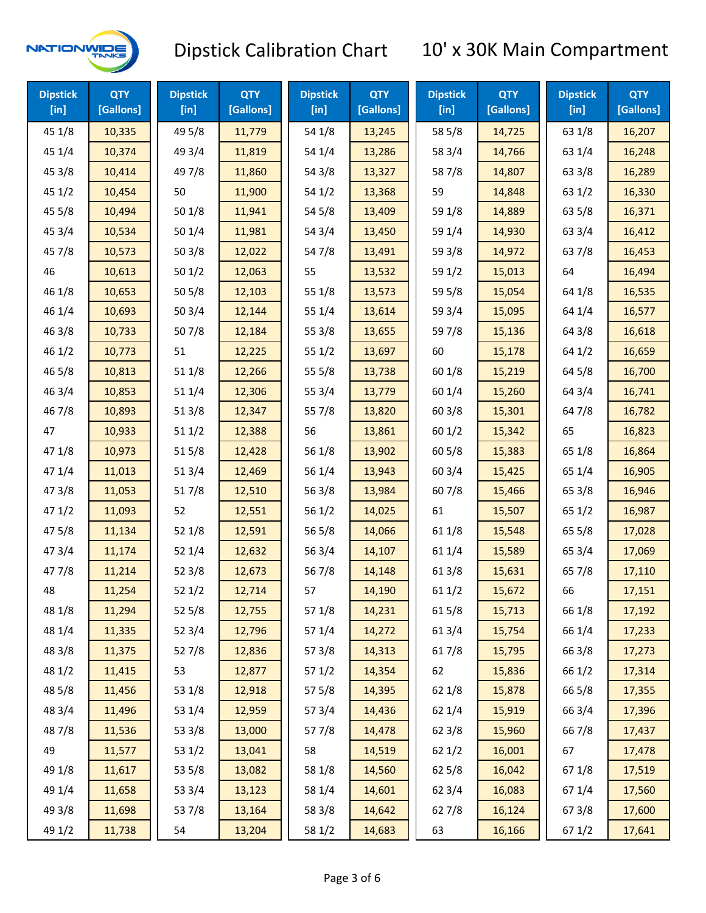# Dipstick Calibration Chart — 10' x 30K Main Compartment

| Dipstick [in] | QTY [Gallons] | Dipstick [in] | QTY [Gallons] | Dipstick [in] | QTY [Gallons] | Dipstick [in] | QTY [Gallons] | Dipstick [in] | QTY [Gallons] |
|---|---|---|---|---|---|---|---|---|---|
| 45 1/8 | 10,335 | 49 5/8 | 11,779 | 54 1/8 | 13,245 | 58 5/8 | 14,725 | 63 1/8 | 16,207 |
| 45 1/4 | 10,374 | 49 3/4 | 11,819 | 54 1/4 | 13,286 | 58 3/4 | 14,766 | 63 1/4 | 16,248 |
| 45 3/8 | 10,414 | 49 7/8 | 11,860 | 54 3/8 | 13,327 | 58 7/8 | 14,807 | 63 3/8 | 16,289 |
| 45 1/2 | 10,454 | 50 | 11,900 | 54 1/2 | 13,368 | 59 | 14,848 | 63 1/2 | 16,330 |
| 45 5/8 | 10,494 | 50 1/8 | 11,941 | 54 5/8 | 13,409 | 59 1/8 | 14,889 | 63 5/8 | 16,371 |
| 45 3/4 | 10,534 | 50 1/4 | 11,981 | 54 3/4 | 13,450 | 59 1/4 | 14,930 | 63 3/4 | 16,412 |
| 45 7/8 | 10,573 | 50 3/8 | 12,022 | 54 7/8 | 13,491 | 59 3/8 | 14,972 | 63 7/8 | 16,453 |
| 46 | 10,613 | 50 1/2 | 12,063 | 55 | 13,532 | 59 1/2 | 15,013 | 64 | 16,494 |
| 46 1/8 | 10,653 | 50 5/8 | 12,103 | 55 1/8 | 13,573 | 59 5/8 | 15,054 | 64 1/8 | 16,535 |
| 46 1/4 | 10,693 | 50 3/4 | 12,144 | 55 1/4 | 13,614 | 59 3/4 | 15,095 | 64 1/4 | 16,577 |
| 46 3/8 | 10,733 | 50 7/8 | 12,184 | 55 3/8 | 13,655 | 59 7/8 | 15,136 | 64 3/8 | 16,618 |
| 46 1/2 | 10,773 | 51 | 12,225 | 55 1/2 | 13,697 | 60 | 15,178 | 64 1/2 | 16,659 |
| 46 5/8 | 10,813 | 51 1/8 | 12,266 | 55 5/8 | 13,738 | 60 1/8 | 15,219 | 64 5/8 | 16,700 |
| 46 3/4 | 10,853 | 51 1/4 | 12,306 | 55 3/4 | 13,779 | 60 1/4 | 15,260 | 64 3/4 | 16,741 |
| 46 7/8 | 10,893 | 51 3/8 | 12,347 | 55 7/8 | 13,820 | 60 3/8 | 15,301 | 64 7/8 | 16,782 |
| 47 | 10,933 | 51 1/2 | 12,388 | 56 | 13,861 | 60 1/2 | 15,342 | 65 | 16,823 |
| 47 1/8 | 10,973 | 51 5/8 | 12,428 | 56 1/8 | 13,902 | 60 5/8 | 15,383 | 65 1/8 | 16,864 |
| 47 1/4 | 11,013 | 51 3/4 | 12,469 | 56 1/4 | 13,943 | 60 3/4 | 15,425 | 65 1/4 | 16,905 |
| 47 3/8 | 11,053 | 51 7/8 | 12,510 | 56 3/8 | 13,984 | 60 7/8 | 15,466 | 65 3/8 | 16,946 |
| 47 1/2 | 11,093 | 52 | 12,551 | 56 1/2 | 14,025 | 61 | 15,507 | 65 1/2 | 16,987 |
| 47 5/8 | 11,134 | 52 1/8 | 12,591 | 56 5/8 | 14,066 | 61 1/8 | 15,548 | 65 5/8 | 17,028 |
| 47 3/4 | 11,174 | 52 1/4 | 12,632 | 56 3/4 | 14,107 | 61 1/4 | 15,589 | 65 3/4 | 17,069 |
| 47 7/8 | 11,214 | 52 3/8 | 12,673 | 56 7/8 | 14,148 | 61 3/8 | 15,631 | 65 7/8 | 17,110 |
| 48 | 11,254 | 52 1/2 | 12,714 | 57 | 14,190 | 61 1/2 | 15,672 | 66 | 17,151 |
| 48 1/8 | 11,294 | 52 5/8 | 12,755 | 57 1/8 | 14,231 | 61 5/8 | 15,713 | 66 1/8 | 17,192 |
| 48 1/4 | 11,335 | 52 3/4 | 12,796 | 57 1/4 | 14,272 | 61 3/4 | 15,754 | 66 1/4 | 17,233 |
| 48 3/8 | 11,375 | 52 7/8 | 12,836 | 57 3/8 | 14,313 | 61 7/8 | 15,795 | 66 3/8 | 17,273 |
| 48 1/2 | 11,415 | 53 | 12,877 | 57 1/2 | 14,354 | 62 | 15,836 | 66 1/2 | 17,314 |
| 48 5/8 | 11,456 | 53 1/8 | 12,918 | 57 5/8 | 14,395 | 62 1/8 | 15,878 | 66 5/8 | 17,355 |
| 48 3/4 | 11,496 | 53 1/4 | 12,959 | 57 3/4 | 14,436 | 62 1/4 | 15,919 | 66 3/4 | 17,396 |
| 48 7/8 | 11,536 | 53 3/8 | 13,000 | 57 7/8 | 14,478 | 62 3/8 | 15,960 | 66 7/8 | 17,437 |
| 49 | 11,577 | 53 1/2 | 13,041 | 58 | 14,519 | 62 1/2 | 16,001 | 67 | 17,478 |
| 49 1/8 | 11,617 | 53 5/8 | 13,082 | 58 1/8 | 14,560 | 62 5/8 | 16,042 | 67 1/8 | 17,519 |
| 49 1/4 | 11,658 | 53 3/4 | 13,123 | 58 1/4 | 14,601 | 62 3/4 | 16,083 | 67 1/4 | 17,560 |
| 49 3/8 | 11,698 | 53 7/8 | 13,164 | 58 3/8 | 14,642 | 62 7/8 | 16,124 | 67 3/8 | 17,600 |
| 49 1/2 | 11,738 | 54 | 13,204 | 58 1/2 | 14,683 | 63 | 16,166 | 67 1/2 | 17,641 |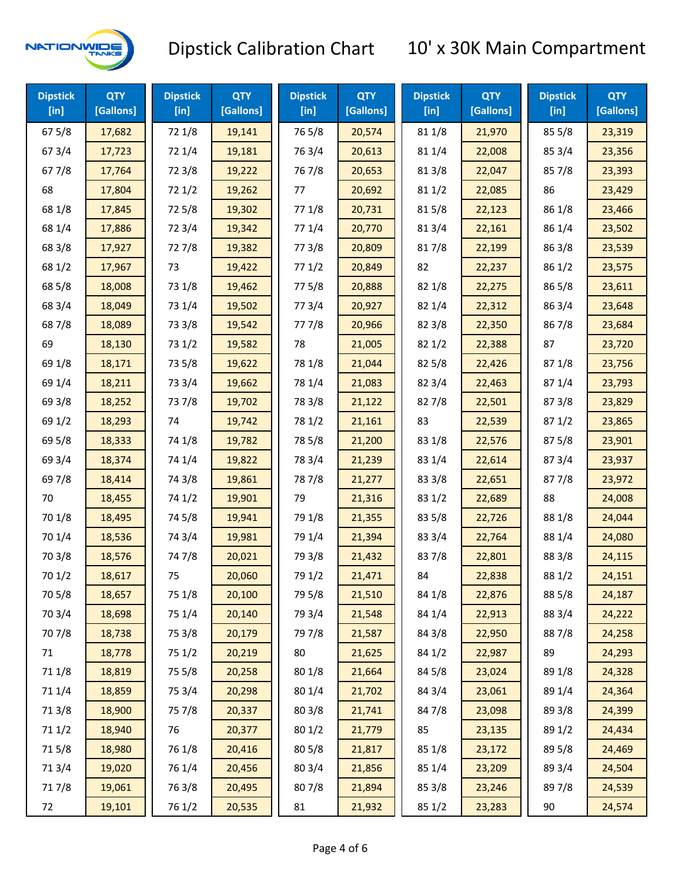# Dipstick Calibration Chart 10' x 30K Main Compartment

| Dipstick [in] | QTY [Gallons] | Dipstick [in] | QTY [Gallons] | Dipstick [in] | QTY [Gallons] | Dipstick [in] | QTY [Gallons] | Dipstick [in] | QTY [Gallons] |
|---|---|---|---|---|---|---|---|---|---|
| 67 5/8 | 17,682 | 72 1/8 | 19,141 | 76 5/8 | 20,574 | 81 1/8 | 21,970 | 85 5/8 | 23,319 |
| 67 3/4 | 17,723 | 72 1/4 | 19,181 | 76 3/4 | 20,613 | 81 1/4 | 22,008 | 85 3/4 | 23,356 |
| 67 7/8 | 17,764 | 72 3/8 | 19,222 | 76 7/8 | 20,653 | 81 3/8 | 22,047 | 85 7/8 | 23,393 |
| 68 | 17,804 | 72 1/2 | 19,262 | 77 | 20,692 | 81 1/2 | 22,085 | 86 | 23,429 |
| 68 1/8 | 17,845 | 72 5/8 | 19,302 | 77 1/8 | 20,731 | 81 5/8 | 22,123 | 86 1/8 | 23,466 |
| 68 1/4 | 17,886 | 72 3/4 | 19,342 | 77 1/4 | 20,770 | 81 3/4 | 22,161 | 86 1/4 | 23,502 |
| 68 3/8 | 17,927 | 72 7/8 | 19,382 | 77 3/8 | 20,809 | 81 7/8 | 22,199 | 86 3/8 | 23,539 |
| 68 1/2 | 17,967 | 73 | 19,422 | 77 1/2 | 20,849 | 82 | 22,237 | 86 1/2 | 23,575 |
| 68 5/8 | 18,008 | 73 1/8 | 19,462 | 77 5/8 | 20,888 | 82 1/8 | 22,275 | 86 5/8 | 23,611 |
| 68 3/4 | 18,049 | 73 1/4 | 19,502 | 77 3/4 | 20,927 | 82 1/4 | 22,312 | 86 3/4 | 23,648 |
| 68 7/8 | 18,089 | 73 3/8 | 19,542 | 77 7/8 | 20,966 | 82 3/8 | 22,350 | 86 7/8 | 23,684 |
| 69 | 18,130 | 73 1/2 | 19,582 | 78 | 21,005 | 82 1/2 | 22,388 | 87 | 23,720 |
| 69 1/8 | 18,171 | 73 5/8 | 19,622 | 78 1/8 | 21,044 | 82 5/8 | 22,426 | 87 1/8 | 23,756 |
| 69 1/4 | 18,211 | 73 3/4 | 19,662 | 78 1/4 | 21,083 | 82 3/4 | 22,463 | 87 1/4 | 23,793 |
| 69 3/8 | 18,252 | 73 7/8 | 19,702 | 78 3/8 | 21,122 | 82 7/8 | 22,501 | 87 3/8 | 23,829 |
| 69 1/2 | 18,293 | 74 | 19,742 | 78 1/2 | 21,161 | 83 | 22,539 | 87 1/2 | 23,865 |
| 69 5/8 | 18,333 | 74 1/8 | 19,782 | 78 5/8 | 21,200 | 83 1/8 | 22,576 | 87 5/8 | 23,901 |
| 69 3/4 | 18,374 | 74 1/4 | 19,822 | 78 3/4 | 21,239 | 83 1/4 | 22,614 | 87 3/4 | 23,937 |
| 69 7/8 | 18,414 | 74 3/8 | 19,861 | 78 7/8 | 21,277 | 83 3/8 | 22,651 | 87 7/8 | 23,972 |
| 70 | 18,455 | 74 1/2 | 19,901 | 79 | 21,316 | 83 1/2 | 22,689 | 88 | 24,008 |
| 70 1/8 | 18,495 | 74 5/8 | 19,941 | 79 1/8 | 21,355 | 83 5/8 | 22,726 | 88 1/8 | 24,044 |
| 70 1/4 | 18,536 | 74 3/4 | 19,981 | 79 1/4 | 21,394 | 83 3/4 | 22,764 | 88 1/4 | 24,080 |
| 70 3/8 | 18,576 | 74 7/8 | 20,021 | 79 3/8 | 21,432 | 83 7/8 | 22,801 | 88 3/8 | 24,115 |
| 70 1/2 | 18,617 | 75 | 20,060 | 79 1/2 | 21,471 | 84 | 22,838 | 88 1/2 | 24,151 |
| 70 5/8 | 18,657 | 75 1/8 | 20,100 | 79 5/8 | 21,510 | 84 1/8 | 22,876 | 88 5/8 | 24,187 |
| 70 3/4 | 18,698 | 75 1/4 | 20,140 | 79 3/4 | 21,548 | 84 1/4 | 22,913 | 88 3/4 | 24,222 |
| 70 7/8 | 18,738 | 75 3/8 | 20,179 | 79 7/8 | 21,587 | 84 3/8 | 22,950 | 88 7/8 | 24,258 |
| 71 | 18,778 | 75 1/2 | 20,219 | 80 | 21,625 | 84 1/2 | 22,987 | 89 | 24,293 |
| 71 1/8 | 18,819 | 75 5/8 | 20,258 | 80 1/8 | 21,664 | 84 5/8 | 23,024 | 89 1/8 | 24,328 |
| 71 1/4 | 18,859 | 75 3/4 | 20,298 | 80 1/4 | 21,702 | 84 3/4 | 23,061 | 89 1/4 | 24,364 |
| 71 3/8 | 18,900 | 75 7/8 | 20,337 | 80 3/8 | 21,741 | 84 7/8 | 23,098 | 89 3/8 | 24,399 |
| 71 1/2 | 18,940 | 76 | 20,377 | 80 1/2 | 21,779 | 85 | 23,135 | 89 1/2 | 24,434 |
| 71 5/8 | 18,980 | 76 1/8 | 20,416 | 80 5/8 | 21,817 | 85 1/8 | 23,172 | 89 5/8 | 24,469 |
| 71 3/4 | 19,020 | 76 1/4 | 20,456 | 80 3/4 | 21,856 | 85 1/4 | 23,209 | 89 3/4 | 24,504 |
| 71 7/8 | 19,061 | 76 3/8 | 20,495 | 80 7/8 | 21,894 | 85 3/8 | 23,246 | 89 7/8 | 24,539 |
| 72 | 19,101 | 76 1/2 | 20,535 | 81 | 21,932 | 85 1/2 | 23,283 | 90 | 24,574 |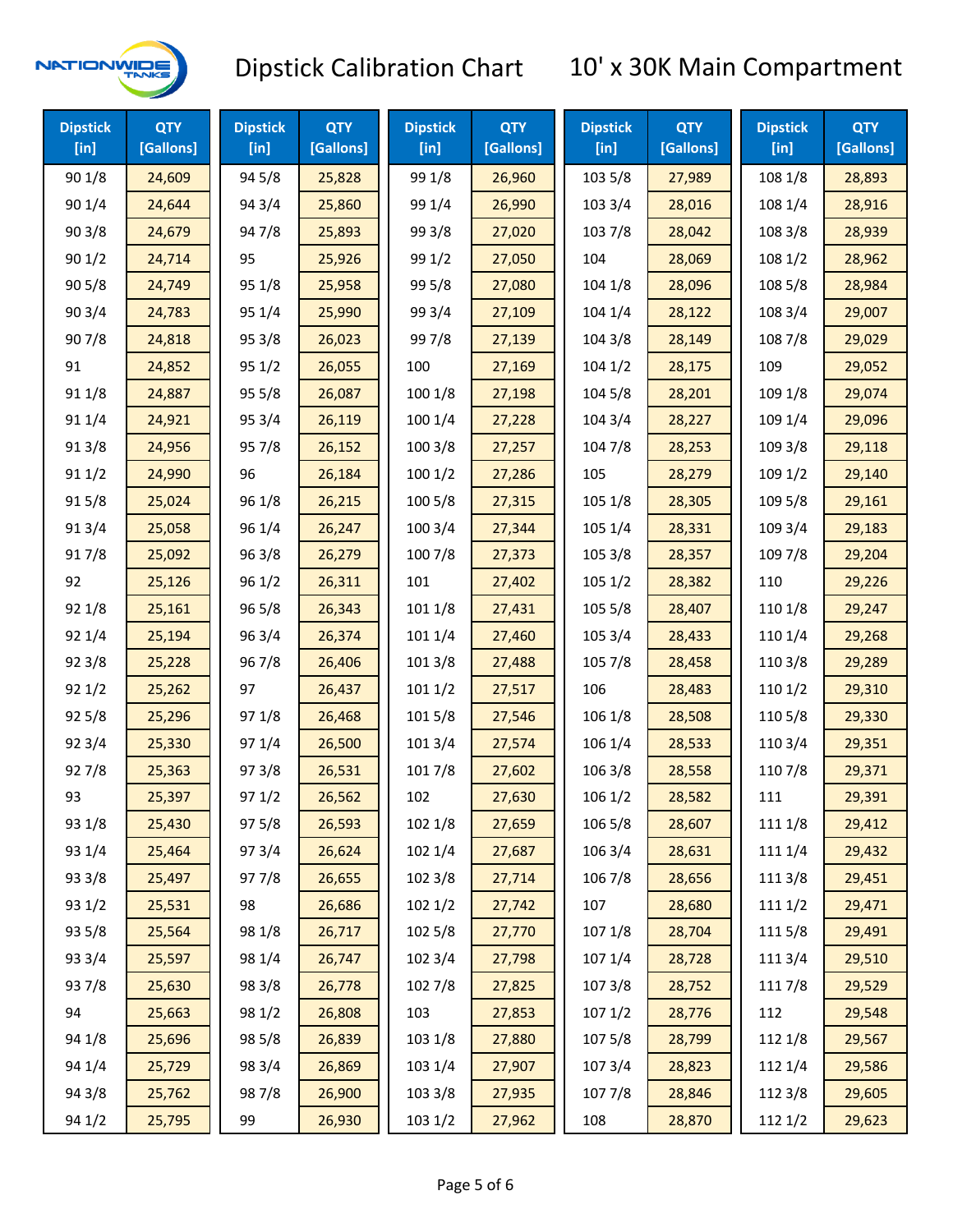# Dipstick Calibration Chart — 10' x 30K Main Compartment

| Dipstick [in] | QTY [Gallons] | Dipstick [in] | QTY [Gallons] | Dipstick [in] | QTY [Gallons] | Dipstick [in] | QTY [Gallons] | Dipstick [in] | QTY [Gallons] |
|---|---|---|---|---|---|---|---|---|---|
| 90 1/8 | 24,609 | 94 5/8 | 25,828 | 99 1/8 | 26,960 | 103 5/8 | 27,989 | 108 1/8 | 28,893 |
| 90 1/4 | 24,644 | 94 3/4 | 25,860 | 99 1/4 | 26,990 | 103 3/4 | 28,016 | 108 1/4 | 28,916 |
| 90 3/8 | 24,679 | 94 7/8 | 25,893 | 99 3/8 | 27,020 | 103 7/8 | 28,042 | 108 3/8 | 28,939 |
| 90 1/2 | 24,714 | 95 | 25,926 | 99 1/2 | 27,050 | 104 | 28,069 | 108 1/2 | 28,962 |
| 90 5/8 | 24,749 | 95 1/8 | 25,958 | 99 5/8 | 27,080 | 104 1/8 | 28,096 | 108 5/8 | 28,984 |
| 90 3/4 | 24,783 | 95 1/4 | 25,990 | 99 3/4 | 27,109 | 104 1/4 | 28,122 | 108 3/4 | 29,007 |
| 90 7/8 | 24,818 | 95 3/8 | 26,023 | 99 7/8 | 27,139 | 104 3/8 | 28,149 | 108 7/8 | 29,029 |
| 91 | 24,852 | 95 1/2 | 26,055 | 100 | 27,169 | 104 1/2 | 28,175 | 109 | 29,052 |
| 91 1/8 | 24,887 | 95 5/8 | 26,087 | 100 1/8 | 27,198 | 104 5/8 | 28,201 | 109 1/8 | 29,074 |
| 91 1/4 | 24,921 | 95 3/4 | 26,119 | 100 1/4 | 27,228 | 104 3/4 | 28,227 | 109 1/4 | 29,096 |
| 91 3/8 | 24,956 | 95 7/8 | 26,152 | 100 3/8 | 27,257 | 104 7/8 | 28,253 | 109 3/8 | 29,118 |
| 91 1/2 | 24,990 | 96 | 26,184 | 100 1/2 | 27,286 | 105 | 28,279 | 109 1/2 | 29,140 |
| 91 5/8 | 25,024 | 96 1/8 | 26,215 | 100 5/8 | 27,315 | 105 1/8 | 28,305 | 109 5/8 | 29,161 |
| 91 3/4 | 25,058 | 96 1/4 | 26,247 | 100 3/4 | 27,344 | 105 1/4 | 28,331 | 109 3/4 | 29,183 |
| 91 7/8 | 25,092 | 96 3/8 | 26,279 | 100 7/8 | 27,373 | 105 3/8 | 28,357 | 109 7/8 | 29,204 |
| 92 | 25,126 | 96 1/2 | 26,311 | 101 | 27,402 | 105 1/2 | 28,382 | 110 | 29,226 |
| 92 1/8 | 25,161 | 96 5/8 | 26,343 | 101 1/8 | 27,431 | 105 5/8 | 28,407 | 110 1/8 | 29,247 |
| 92 1/4 | 25,194 | 96 3/4 | 26,374 | 101 1/4 | 27,460 | 105 3/4 | 28,433 | 110 1/4 | 29,268 |
| 92 3/8 | 25,228 | 96 7/8 | 26,406 | 101 3/8 | 27,488 | 105 7/8 | 28,458 | 110 3/8 | 29,289 |
| 92 1/2 | 25,262 | 97 | 26,437 | 101 1/2 | 27,517 | 106 | 28,483 | 110 1/2 | 29,310 |
| 92 5/8 | 25,296 | 97 1/8 | 26,468 | 101 5/8 | 27,546 | 106 1/8 | 28,508 | 110 5/8 | 29,330 |
| 92 3/4 | 25,330 | 97 1/4 | 26,500 | 101 3/4 | 27,574 | 106 1/4 | 28,533 | 110 3/4 | 29,351 |
| 92 7/8 | 25,363 | 97 3/8 | 26,531 | 101 7/8 | 27,602 | 106 3/8 | 28,558 | 110 7/8 | 29,371 |
| 93 | 25,397 | 97 1/2 | 26,562 | 102 | 27,630 | 106 1/2 | 28,582 | 111 | 29,391 |
| 93 1/8 | 25,430 | 97 5/8 | 26,593 | 102 1/8 | 27,659 | 106 5/8 | 28,607 | 111 1/8 | 29,412 |
| 93 1/4 | 25,464 | 97 3/4 | 26,624 | 102 1/4 | 27,687 | 106 3/4 | 28,631 | 111 1/4 | 29,432 |
| 93 3/8 | 25,497 | 97 7/8 | 26,655 | 102 3/8 | 27,714 | 106 7/8 | 28,656 | 111 3/8 | 29,451 |
| 93 1/2 | 25,531 | 98 | 26,686 | 102 1/2 | 27,742 | 107 | 28,680 | 111 1/2 | 29,471 |
| 93 5/8 | 25,564 | 98 1/8 | 26,717 | 102 5/8 | 27,770 | 107 1/8 | 28,704 | 111 5/8 | 29,491 |
| 93 3/4 | 25,597 | 98 1/4 | 26,747 | 102 3/4 | 27,798 | 107 1/4 | 28,728 | 111 3/4 | 29,510 |
| 93 7/8 | 25,630 | 98 3/8 | 26,778 | 102 7/8 | 27,825 | 107 3/8 | 28,752 | 111 7/8 | 29,529 |
| 94 | 25,663 | 98 1/2 | 26,808 | 103 | 27,853 | 107 1/2 | 28,776 | 112 | 29,548 |
| 94 1/8 | 25,696 | 98 5/8 | 26,839 | 103 1/8 | 27,880 | 107 5/8 | 28,799 | 112 1/8 | 29,567 |
| 94 1/4 | 25,729 | 98 3/4 | 26,869 | 103 1/4 | 27,907 | 107 3/4 | 28,823 | 112 1/4 | 29,586 |
| 94 3/8 | 25,762 | 98 7/8 | 26,900 | 103 3/8 | 27,935 | 107 7/8 | 28,846 | 112 3/8 | 29,605 |
| 94 1/2 | 25,795 | 99 | 26,930 | 103 1/2 | 27,962 | 108 | 28,870 | 112 1/2 | 29,623 |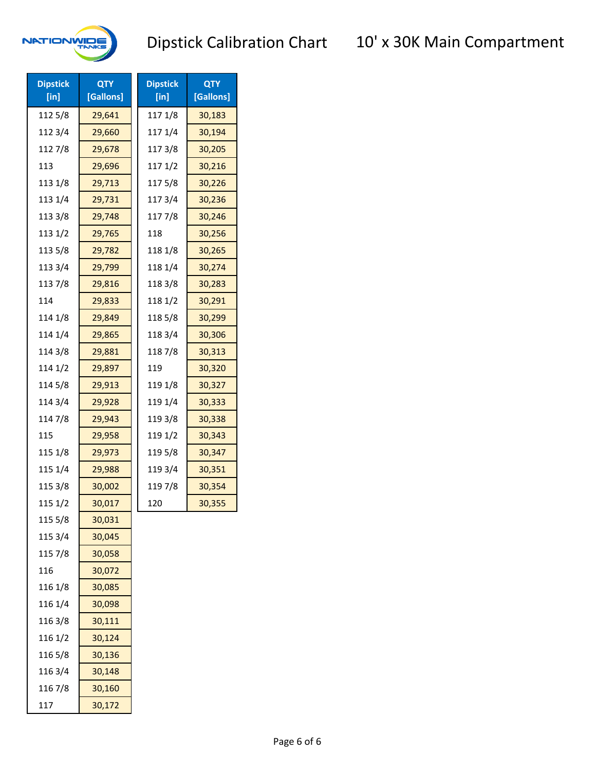# Dipstick Calibration Chart    10' x 30K Main Compartment

| Dipstick [in] | QTY [Gallons] |
|---|---|
| 112 5/8 | 29,641 |
| 112 3/4 | 29,660 |
| 112 7/8 | 29,678 |
| 113 | 29,696 |
| 113 1/8 | 29,713 |
| 113 1/4 | 29,731 |
| 113 3/8 | 29,748 |
| 113 1/2 | 29,765 |
| 113 5/8 | 29,782 |
| 113 3/4 | 29,799 |
| 113 7/8 | 29,816 |
| 114 | 29,833 |
| 114 1/8 | 29,849 |
| 114 1/4 | 29,865 |
| 114 3/8 | 29,881 |
| 114 1/2 | 29,897 |
| 114 5/8 | 29,913 |
| 114 3/4 | 29,928 |
| 114 7/8 | 29,943 |
| 115 | 29,958 |
| 115 1/8 | 29,973 |
| 115 1/4 | 29,988 |
| 115 3/8 | 30,002 |
| 115 1/2 | 30,017 |
| 115 5/8 | 30,031 |
| 115 3/4 | 30,045 |
| 115 7/8 | 30,058 |
| 116 | 30,072 |
| 116 1/8 | 30,085 |
| 116 1/4 | 30,098 |
| 116 3/8 | 30,111 |
| 116 1/2 | 30,124 |
| 116 5/8 | 30,136 |
| 116 3/4 | 30,148 |
| 116 7/8 | 30,160 |
| 117 | 30,172 |
| 117 1/8 | 30,183 |
| 117 1/4 | 30,194 |
| 117 3/8 | 30,205 |
| 117 1/2 | 30,216 |
| 117 5/8 | 30,226 |
| 117 3/4 | 30,236 |
| 117 7/8 | 30,246 |
| 118 | 30,256 |
| 118 1/8 | 30,265 |
| 118 1/4 | 30,274 |
| 118 3/8 | 30,283 |
| 118 1/2 | 30,291 |
| 118 5/8 | 30,299 |
| 118 3/4 | 30,306 |
| 118 7/8 | 30,313 |
| 119 | 30,320 |
| 119 1/8 | 30,327 |
| 119 1/4 | 30,333 |
| 119 3/8 | 30,338 |
| 119 1/2 | 30,343 |
| 119 5/8 | 30,347 |
| 119 3/4 | 30,351 |
| 119 7/8 | 30,354 |
| 120 | 30,355 |